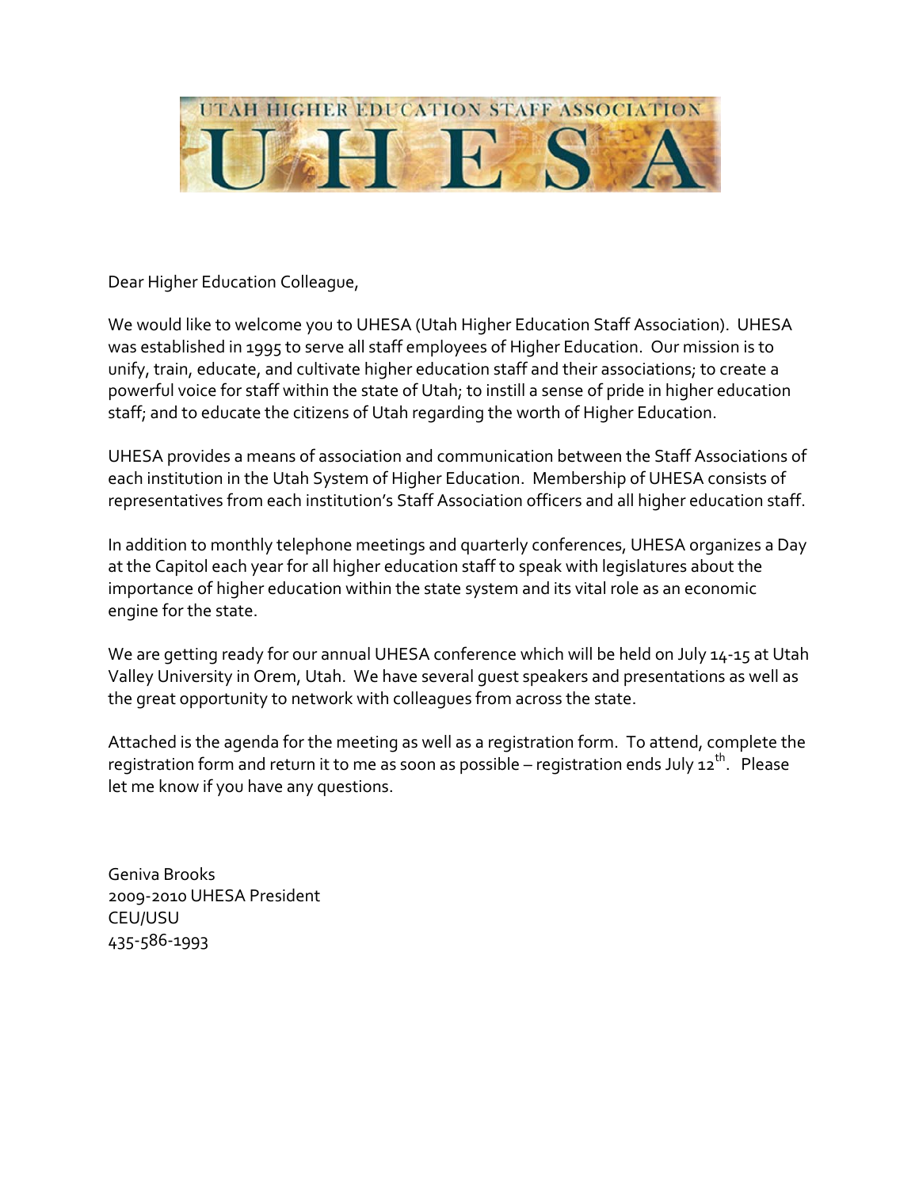# UTAH HIGHER EDUCATION STAFF ASSOCIATION
# UHESA

Dear Higher Education Colleague,

We would like to welcome you to UHESA (Utah Higher Education Staff Association). UHESA was established in 1995 to serve all staff employees of Higher Education. Our mission is to unify, train, educate, and cultivate higher education staff and their associations; to create a powerful voice for staff within the state of Utah; to instill a sense of pride in higher education staff; and to educate the citizens of Utah regarding the worth of Higher Education.

UHESA provides a means of association and communication between the Staff Associations of each institution in the Utah System of Higher Education. Membership of UHESA consists of representatives from each institution's Staff Association officers and all higher education staff.

In addition to monthly telephone meetings and quarterly conferences, UHESA organizes a Day at the Capitol each year for all higher education staff to speak with legislatures about the importance of higher education within the state system and its vital role as an economic engine for the state.

We are getting ready for our annual UHESA conference which will be held on July 14-15 at Utah Valley University in Orem, Utah. We have several guest speakers and presentations as well as the great opportunity to network with colleagues from across the state.

Attached is the agenda for the meeting as well as a registration form. To attend, complete the registration form and return it to me as soon as possible – registration ends July 12th. Please let me know if you have any questions.

Geniva Brooks
2009-2010 UHESA President
CEU/USU
435-586-1993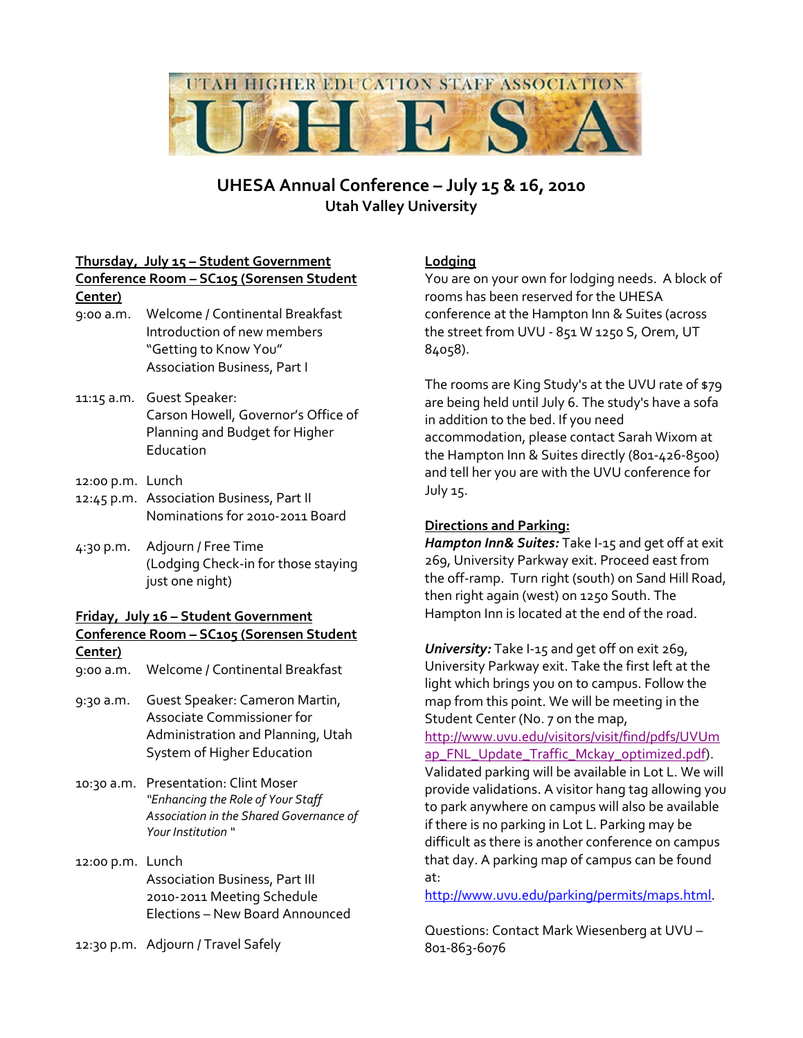UTAH HIGHER EDUCATION STAFF ASSOCIATION

# UHESA

## UHESA Annual Conference – July 15 & 16, 2010

### Utah Valley University

**Thursday, July 15 – Student Government Conference Room – SC105 (Sorensen Student Center)**

9:00 a.m. Welcome / Continental Breakfast
Introduction of new members
"Getting to Know You"
Association Business, Part I

11:15 a.m. Guest Speaker:
Carson Howell, Governor's Office of Planning and Budget for Higher Education

12:00 p.m. Lunch

12:45 p.m. Association Business, Part II
Nominations for 2010-2011 Board

4:30 p.m. Adjourn / Free Time
(Lodging Check-in for those staying just one night)

**Friday, July 16 – Student Government Conference Room – SC105 (Sorensen Student Center)**

9:00 a.m. Welcome / Continental Breakfast

9:30 a.m. Guest Speaker: Cameron Martin, Associate Commissioner for Administration and Planning, Utah System of Higher Education

10:30 a.m. Presentation: Clint Moser
*"Enhancing the Role of Your Staff Association in the Shared Governance of Your Institution "*

12:00 p.m. Lunch
Association Business, Part III
2010-2011 Meeting Schedule
Elections – New Board Announced

12:30 p.m. Adjourn / Travel Safely

**Lodging**

You are on your own for lodging needs. A block of rooms has been reserved for the UHESA conference at the Hampton Inn & Suites (across the street from UVU - 851 W 1250 S, Orem, UT 84058).

The rooms are King Study's at the UVU rate of $79 are being held until July 6. The study's have a sofa in addition to the bed. If you need accommodation, please contact Sarah Wixom at the Hampton Inn & Suites directly (801-426-8500) and tell her you are with the UVU conference for July 15.

**Directions and Parking:**

***Hampton Inn& Suites:*** Take I-15 and get off at exit 269, University Parkway exit. Proceed east from the off-ramp. Turn right (south) on Sand Hill Road, then right again (west) on 1250 South. The Hampton Inn is located at the end of the road.

***University:*** Take I-15 and get off on exit 269, University Parkway exit. Take the first left at the light which brings you on to campus. Follow the map from this point. We will be meeting in the Student Center (No. 7 on the map, http://www.uvu.edu/visitors/visit/find/pdfs/UVUmap_FNL_Update_Traffic_Mckay_optimized.pdf). Validated parking will be available in Lot L. We will provide validations. A visitor hang tag allowing you to park anywhere on campus will also be available if there is no parking in Lot L. Parking may be difficult as there is another conference on campus that day. A parking map of campus can be found at: http://www.uvu.edu/parking/permits/maps.html.

Questions: Contact Mark Wiesenberg at UVU – 801-863-6076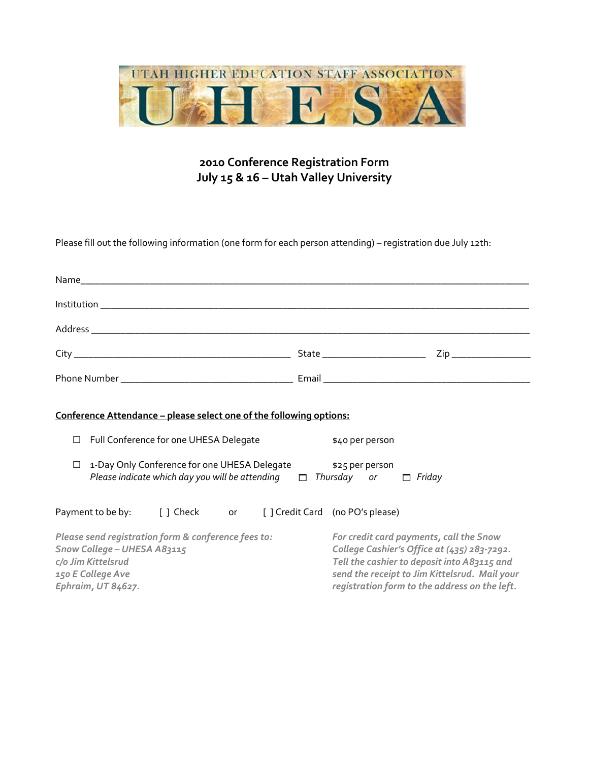UTAH HIGHER EDUCATION STAFF ASSOCIATION

# UHESA

## 2010 Conference Registration Form
## July 15 & 16 – Utah Valley University

Please fill out the following information (one form for each person attending) – registration due July 12th:

Name_______________________________________________________________________________

Institution ___________________________________________________________________________

Address _____________________________________________________________________________

City ________________________________________ State ___________________ Zip ______________

Phone Number ________________________________ Email _______________________________________

**Conference Attendance – please select one of the following options:**

☐ Full Conference for one UHESA Delegate $40 per person

☐ 1-Day Only Conference for one UHESA Delegate $25 per person
*Please indicate which day you will be attending* ☐ *Thursday* *or* ☐ *Friday*

Payment to be by: [ ] Check or [ ] Credit Card (no PO's please)

***Please send registration form & conference fees to:***
*Snow College – UHESA A83115*
*c/o Jim Kittelsrud*
*150 E College Ave*
*Ephraim, UT 84627.*

***For credit card payments, call the Snow College Cashier's Office at (435) 283-7292. Tell the cashier to deposit into A83115 and send the receipt to Jim Kittelsrud. Mail your registration form to the address on the left.***